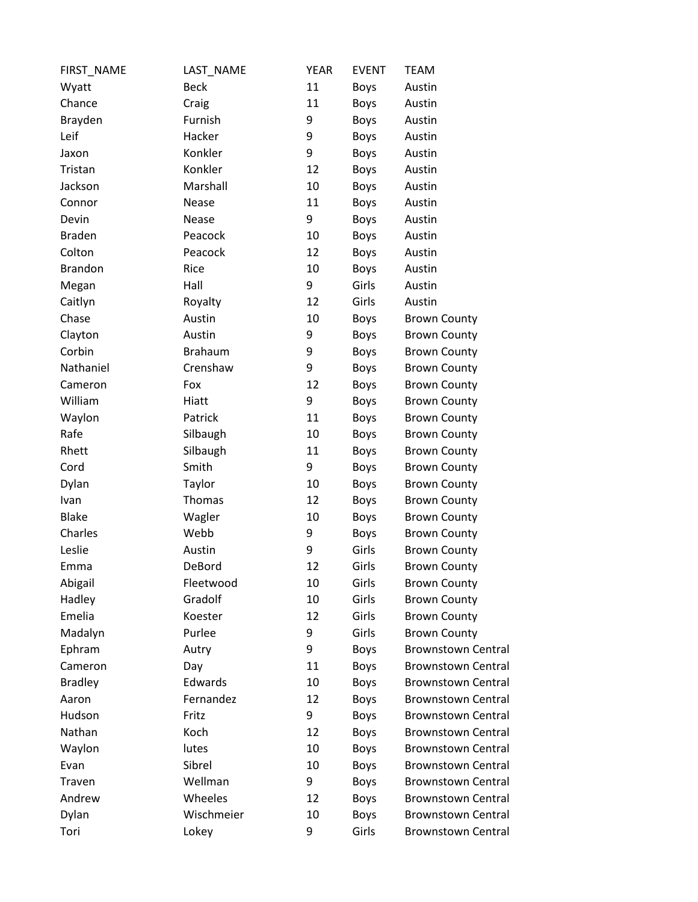| FIRST_NAME | LAST_NAME | YEAR | EVENT | TEAM |
|---|---|---|---|---|
| Wyatt | Beck | 11 | Boys | Austin |
| Chance | Craig | 11 | Boys | Austin |
| Brayden | Furnish | 9 | Boys | Austin |
| Leif | Hacker | 9 | Boys | Austin |
| Jaxon | Konkler | 9 | Boys | Austin |
| Tristan | Konkler | 12 | Boys | Austin |
| Jackson | Marshall | 10 | Boys | Austin |
| Connor | Nease | 11 | Boys | Austin |
| Devin | Nease | 9 | Boys | Austin |
| Braden | Peacock | 10 | Boys | Austin |
| Colton | Peacock | 12 | Boys | Austin |
| Brandon | Rice | 10 | Boys | Austin |
| Megan | Hall | 9 | Girls | Austin |
| Caitlyn | Royalty | 12 | Girls | Austin |
| Chase | Austin | 10 | Boys | Brown County |
| Clayton | Austin | 9 | Boys | Brown County |
| Corbin | Brahaum | 9 | Boys | Brown County |
| Nathaniel | Crenshaw | 9 | Boys | Brown County |
| Cameron | Fox | 12 | Boys | Brown County |
| William | Hiatt | 9 | Boys | Brown County |
| Waylon | Patrick | 11 | Boys | Brown County |
| Rafe | Silbaugh | 10 | Boys | Brown County |
| Rhett | Silbaugh | 11 | Boys | Brown County |
| Cord | Smith | 9 | Boys | Brown County |
| Dylan | Taylor | 10 | Boys | Brown County |
| Ivan | Thomas | 12 | Boys | Brown County |
| Blake | Wagler | 10 | Boys | Brown County |
| Charles | Webb | 9 | Boys | Brown County |
| Leslie | Austin | 9 | Girls | Brown County |
| Emma | DeBord | 12 | Girls | Brown County |
| Abigail | Fleetwood | 10 | Girls | Brown County |
| Hadley | Gradolf | 10 | Girls | Brown County |
| Emelia | Koester | 12 | Girls | Brown County |
| Madalyn | Purlee | 9 | Girls | Brown County |
| Ephram | Autry | 9 | Boys | Brownstown Central |
| Cameron | Day | 11 | Boys | Brownstown Central |
| Bradley | Edwards | 10 | Boys | Brownstown Central |
| Aaron | Fernandez | 12 | Boys | Brownstown Central |
| Hudson | Fritz | 9 | Boys | Brownstown Central |
| Nathan | Koch | 12 | Boys | Brownstown Central |
| Waylon | lutes | 10 | Boys | Brownstown Central |
| Evan | Sibrel | 10 | Boys | Brownstown Central |
| Traven | Wellman | 9 | Boys | Brownstown Central |
| Andrew | Wheeles | 12 | Boys | Brownstown Central |
| Dylan | Wischmeier | 10 | Boys | Brownstown Central |
| Tori | Lokey | 9 | Girls | Brownstown Central |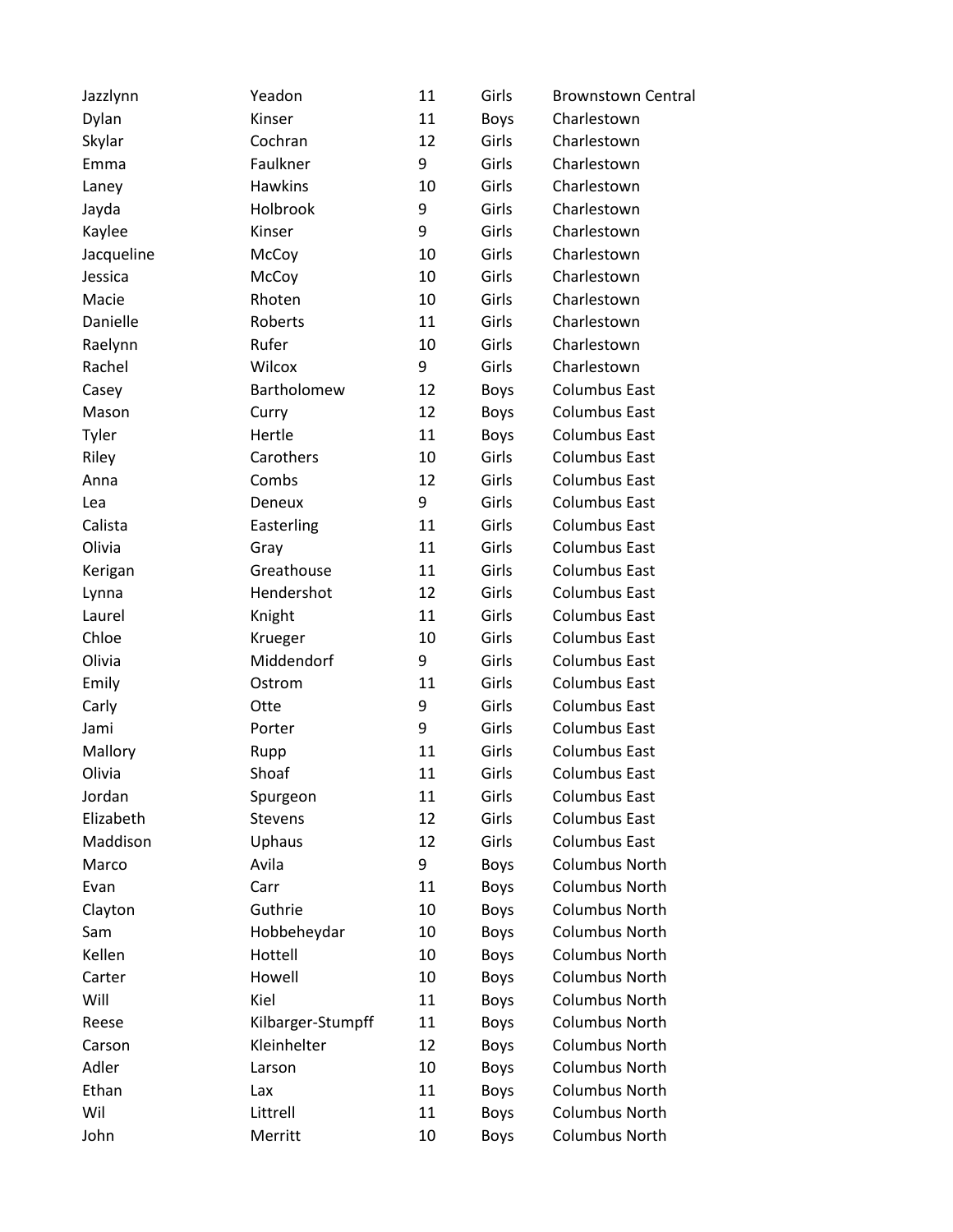| | | | | |
|---|---|---|---|---|
| Jazzlynn | Yeadon | 11 | Girls | Brownstown Central |
| Dylan | Kinser | 11 | Boys | Charlestown |
| Skylar | Cochran | 12 | Girls | Charlestown |
| Emma | Faulkner | 9 | Girls | Charlestown |
| Laney | Hawkins | 10 | Girls | Charlestown |
| Jayda | Holbrook | 9 | Girls | Charlestown |
| Kaylee | Kinser | 9 | Girls | Charlestown |
| Jacqueline | McCoy | 10 | Girls | Charlestown |
| Jessica | McCoy | 10 | Girls | Charlestown |
| Macie | Rhoten | 10 | Girls | Charlestown |
| Danielle | Roberts | 11 | Girls | Charlestown |
| Raelynn | Rufer | 10 | Girls | Charlestown |
| Rachel | Wilcox | 9 | Girls | Charlestown |
| Casey | Bartholomew | 12 | Boys | Columbus East |
| Mason | Curry | 12 | Boys | Columbus East |
| Tyler | Hertle | 11 | Boys | Columbus East |
| Riley | Carothers | 10 | Girls | Columbus East |
| Anna | Combs | 12 | Girls | Columbus East |
| Lea | Deneux | 9 | Girls | Columbus East |
| Calista | Easterling | 11 | Girls | Columbus East |
| Olivia | Gray | 11 | Girls | Columbus East |
| Kerigan | Greathouse | 11 | Girls | Columbus East |
| Lynna | Hendershot | 12 | Girls | Columbus East |
| Laurel | Knight | 11 | Girls | Columbus East |
| Chloe | Krueger | 10 | Girls | Columbus East |
| Olivia | Middendorf | 9 | Girls | Columbus East |
| Emily | Ostrom | 11 | Girls | Columbus East |
| Carly | Otte | 9 | Girls | Columbus East |
| Jami | Porter | 9 | Girls | Columbus East |
| Mallory | Rupp | 11 | Girls | Columbus East |
| Olivia | Shoaf | 11 | Girls | Columbus East |
| Jordan | Spurgeon | 11 | Girls | Columbus East |
| Elizabeth | Stevens | 12 | Girls | Columbus East |
| Maddison | Uphaus | 12 | Girls | Columbus East |
| Marco | Avila | 9 | Boys | Columbus North |
| Evan | Carr | 11 | Boys | Columbus North |
| Clayton | Guthrie | 10 | Boys | Columbus North |
| Sam | Hobbeheydar | 10 | Boys | Columbus North |
| Kellen | Hottell | 10 | Boys | Columbus North |
| Carter | Howell | 10 | Boys | Columbus North |
| Will | Kiel | 11 | Boys | Columbus North |
| Reese | Kilbarger-Stumpff | 11 | Boys | Columbus North |
| Carson | Kleinhelter | 12 | Boys | Columbus North |
| Adler | Larson | 10 | Boys | Columbus North |
| Ethan | Lax | 11 | Boys | Columbus North |
| Wil | Littrell | 11 | Boys | Columbus North |
| John | Merritt | 10 | Boys | Columbus North |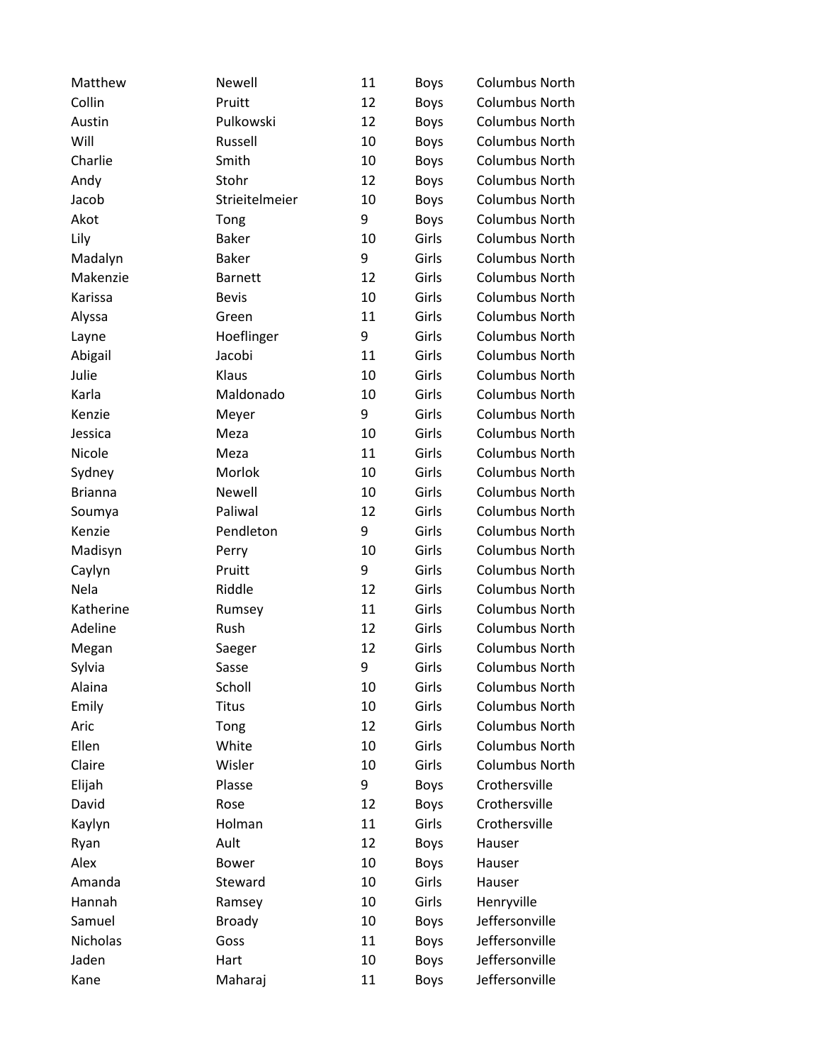| | | | | |
|---|---|---|---|---|
| Matthew | Newell | 11 | Boys | Columbus North |
| Collin | Pruitt | 12 | Boys | Columbus North |
| Austin | Pulkowski | 12 | Boys | Columbus North |
| Will | Russell | 10 | Boys | Columbus North |
| Charlie | Smith | 10 | Boys | Columbus North |
| Andy | Stohr | 12 | Boys | Columbus North |
| Jacob | Strieitelmeier | 10 | Boys | Columbus North |
| Akot | Tong | 9 | Boys | Columbus North |
| Lily | Baker | 10 | Girls | Columbus North |
| Madalyn | Baker | 9 | Girls | Columbus North |
| Makenzie | Barnett | 12 | Girls | Columbus North |
| Karissa | Bevis | 10 | Girls | Columbus North |
| Alyssa | Green | 11 | Girls | Columbus North |
| Layne | Hoeflinger | 9 | Girls | Columbus North |
| Abigail | Jacobi | 11 | Girls | Columbus North |
| Julie | Klaus | 10 | Girls | Columbus North |
| Karla | Maldonado | 10 | Girls | Columbus North |
| Kenzie | Meyer | 9 | Girls | Columbus North |
| Jessica | Meza | 10 | Girls | Columbus North |
| Nicole | Meza | 11 | Girls | Columbus North |
| Sydney | Morlok | 10 | Girls | Columbus North |
| Brianna | Newell | 10 | Girls | Columbus North |
| Soumya | Paliwal | 12 | Girls | Columbus North |
| Kenzie | Pendleton | 9 | Girls | Columbus North |
| Madisyn | Perry | 10 | Girls | Columbus North |
| Caylyn | Pruitt | 9 | Girls | Columbus North |
| Nela | Riddle | 12 | Girls | Columbus North |
| Katherine | Rumsey | 11 | Girls | Columbus North |
| Adeline | Rush | 12 | Girls | Columbus North |
| Megan | Saeger | 12 | Girls | Columbus North |
| Sylvia | Sasse | 9 | Girls | Columbus North |
| Alaina | Scholl | 10 | Girls | Columbus North |
| Emily | Titus | 10 | Girls | Columbus North |
| Aric | Tong | 12 | Girls | Columbus North |
| Ellen | White | 10 | Girls | Columbus North |
| Claire | Wisler | 10 | Girls | Columbus North |
| Elijah | Plasse | 9 | Boys | Crothersville |
| David | Rose | 12 | Boys | Crothersville |
| Kaylyn | Holman | 11 | Girls | Crothersville |
| Ryan | Ault | 12 | Boys | Hauser |
| Alex | Bower | 10 | Boys | Hauser |
| Amanda | Steward | 10 | Girls | Hauser |
| Hannah | Ramsey | 10 | Girls | Henryville |
| Samuel | Broady | 10 | Boys | Jeffersonville |
| Nicholas | Goss | 11 | Boys | Jeffersonville |
| Jaden | Hart | 10 | Boys | Jeffersonville |
| Kane | Maharaj | 11 | Boys | Jeffersonville |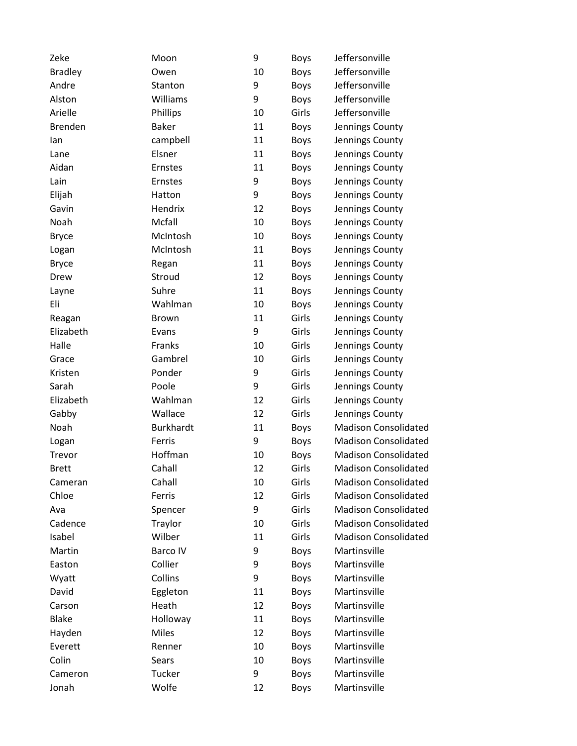| | | | | |
|---|---|---|---|---|
| Zeke | Moon | 9 | Boys | Jeffersonville |
| Bradley | Owen | 10 | Boys | Jeffersonville |
| Andre | Stanton | 9 | Boys | Jeffersonville |
| Alston | Williams | 9 | Boys | Jeffersonville |
| Arielle | Phillips | 10 | Girls | Jeffersonville |
| Brenden | Baker | 11 | Boys | Jennings County |
| Ian | campbell | 11 | Boys | Jennings County |
| Lane | Elsner | 11 | Boys | Jennings County |
| Aidan | Ernstes | 11 | Boys | Jennings County |
| Lain | Ernstes | 9 | Boys | Jennings County |
| Elijah | Hatton | 9 | Boys | Jennings County |
| Gavin | Hendrix | 12 | Boys | Jennings County |
| Noah | Mcfall | 10 | Boys | Jennings County |
| Bryce | McIntosh | 10 | Boys | Jennings County |
| Logan | McIntosh | 11 | Boys | Jennings County |
| Bryce | Regan | 11 | Boys | Jennings County |
| Drew | Stroud | 12 | Boys | Jennings County |
| Layne | Suhre | 11 | Boys | Jennings County |
| Eli | Wahlman | 10 | Boys | Jennings County |
| Reagan | Brown | 11 | Girls | Jennings County |
| Elizabeth | Evans | 9 | Girls | Jennings County |
| Halle | Franks | 10 | Girls | Jennings County |
| Grace | Gambrel | 10 | Girls | Jennings County |
| Kristen | Ponder | 9 | Girls | Jennings County |
| Sarah | Poole | 9 | Girls | Jennings County |
| Elizabeth | Wahlman | 12 | Girls | Jennings County |
| Gabby | Wallace | 12 | Girls | Jennings County |
| Noah | Burkhardt | 11 | Boys | Madison Consolidated |
| Logan | Ferris | 9 | Boys | Madison Consolidated |
| Trevor | Hoffman | 10 | Boys | Madison Consolidated |
| Brett | Cahall | 12 | Girls | Madison Consolidated |
| Cameran | Cahall | 10 | Girls | Madison Consolidated |
| Chloe | Ferris | 12 | Girls | Madison Consolidated |
| Ava | Spencer | 9 | Girls | Madison Consolidated |
| Cadence | Traylor | 10 | Girls | Madison Consolidated |
| Isabel | Wilber | 11 | Girls | Madison Consolidated |
| Martin | Barco IV | 9 | Boys | Martinsville |
| Easton | Collier | 9 | Boys | Martinsville |
| Wyatt | Collins | 9 | Boys | Martinsville |
| David | Eggleton | 11 | Boys | Martinsville |
| Carson | Heath | 12 | Boys | Martinsville |
| Blake | Holloway | 11 | Boys | Martinsville |
| Hayden | Miles | 12 | Boys | Martinsville |
| Everett | Renner | 10 | Boys | Martinsville |
| Colin | Sears | 10 | Boys | Martinsville |
| Cameron | Tucker | 9 | Boys | Martinsville |
| Jonah | Wolfe | 12 | Boys | Martinsville |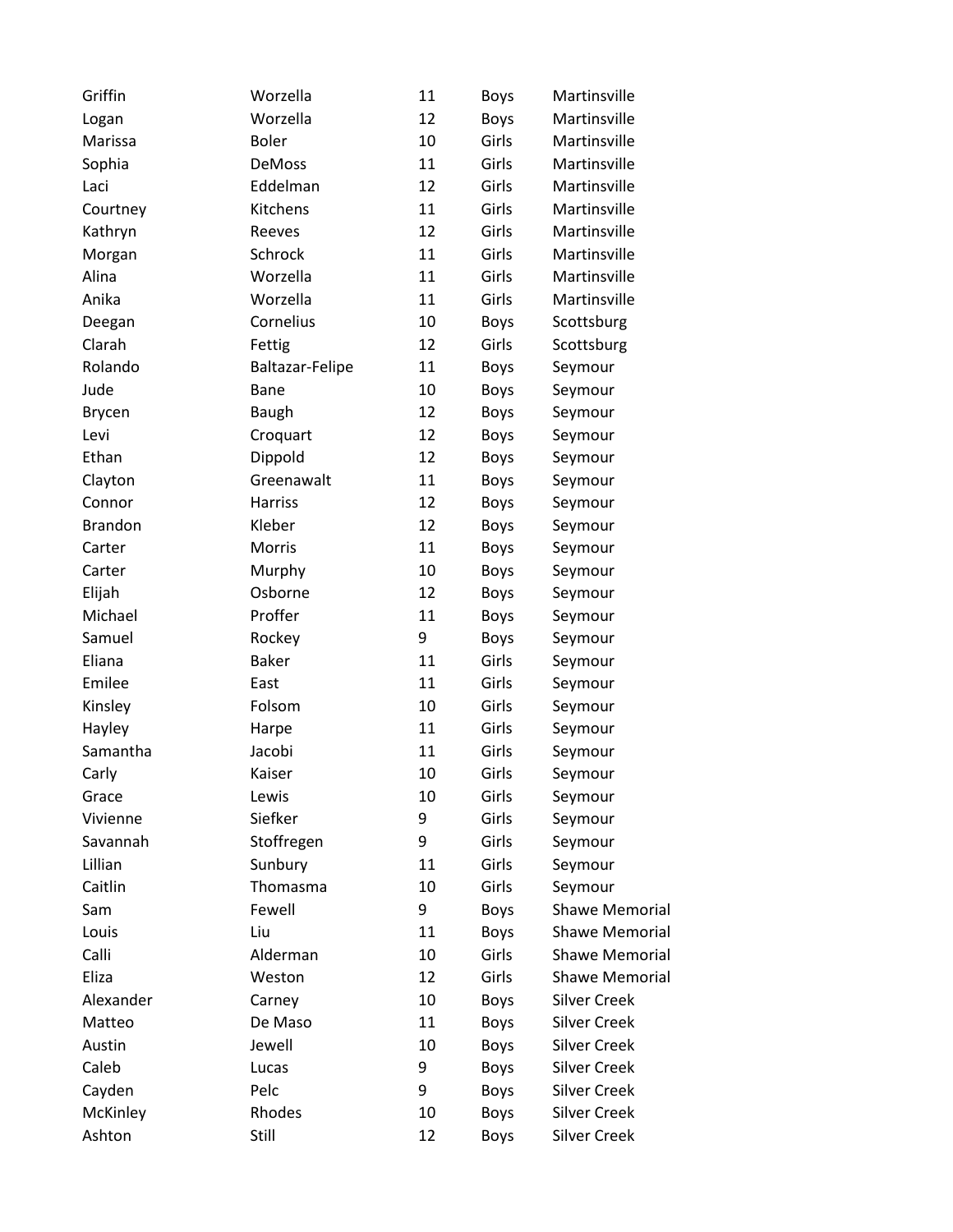| | | | | |
|---|---|---|---|---|
| Griffin | Worzella | 11 | Boys | Martinsville |
| Logan | Worzella | 12 | Boys | Martinsville |
| Marissa | Boler | 10 | Girls | Martinsville |
| Sophia | DeMoss | 11 | Girls | Martinsville |
| Laci | Eddelman | 12 | Girls | Martinsville |
| Courtney | Kitchens | 11 | Girls | Martinsville |
| Kathryn | Reeves | 12 | Girls | Martinsville |
| Morgan | Schrock | 11 | Girls | Martinsville |
| Alina | Worzella | 11 | Girls | Martinsville |
| Anika | Worzella | 11 | Girls | Martinsville |
| Deegan | Cornelius | 10 | Boys | Scottsburg |
| Clarah | Fettig | 12 | Girls | Scottsburg |
| Rolando | Baltazar-Felipe | 11 | Boys | Seymour |
| Jude | Bane | 10 | Boys | Seymour |
| Brycen | Baugh | 12 | Boys | Seymour |
| Levi | Croquart | 12 | Boys | Seymour |
| Ethan | Dippold | 12 | Boys | Seymour |
| Clayton | Greenawalt | 11 | Boys | Seymour |
| Connor | Harriss | 12 | Boys | Seymour |
| Brandon | Kleber | 12 | Boys | Seymour |
| Carter | Morris | 11 | Boys | Seymour |
| Carter | Murphy | 10 | Boys | Seymour |
| Elijah | Osborne | 12 | Boys | Seymour |
| Michael | Proffer | 11 | Boys | Seymour |
| Samuel | Rockey | 9 | Boys | Seymour |
| Eliana | Baker | 11 | Girls | Seymour |
| Emilee | East | 11 | Girls | Seymour |
| Kinsley | Folsom | 10 | Girls | Seymour |
| Hayley | Harpe | 11 | Girls | Seymour |
| Samantha | Jacobi | 11 | Girls | Seymour |
| Carly | Kaiser | 10 | Girls | Seymour |
| Grace | Lewis | 10 | Girls | Seymour |
| Vivienne | Siefker | 9 | Girls | Seymour |
| Savannah | Stoffregen | 9 | Girls | Seymour |
| Lillian | Sunbury | 11 | Girls | Seymour |
| Caitlin | Thomasma | 10 | Girls | Seymour |
| Sam | Fewell | 9 | Boys | Shawe Memorial |
| Louis | Liu | 11 | Boys | Shawe Memorial |
| Calli | Alderman | 10 | Girls | Shawe Memorial |
| Eliza | Weston | 12 | Girls | Shawe Memorial |
| Alexander | Carney | 10 | Boys | Silver Creek |
| Matteo | De Maso | 11 | Boys | Silver Creek |
| Austin | Jewell | 10 | Boys | Silver Creek |
| Caleb | Lucas | 9 | Boys | Silver Creek |
| Cayden | Pelc | 9 | Boys | Silver Creek |
| McKinley | Rhodes | 10 | Boys | Silver Creek |
| Ashton | Still | 12 | Boys | Silver Creek |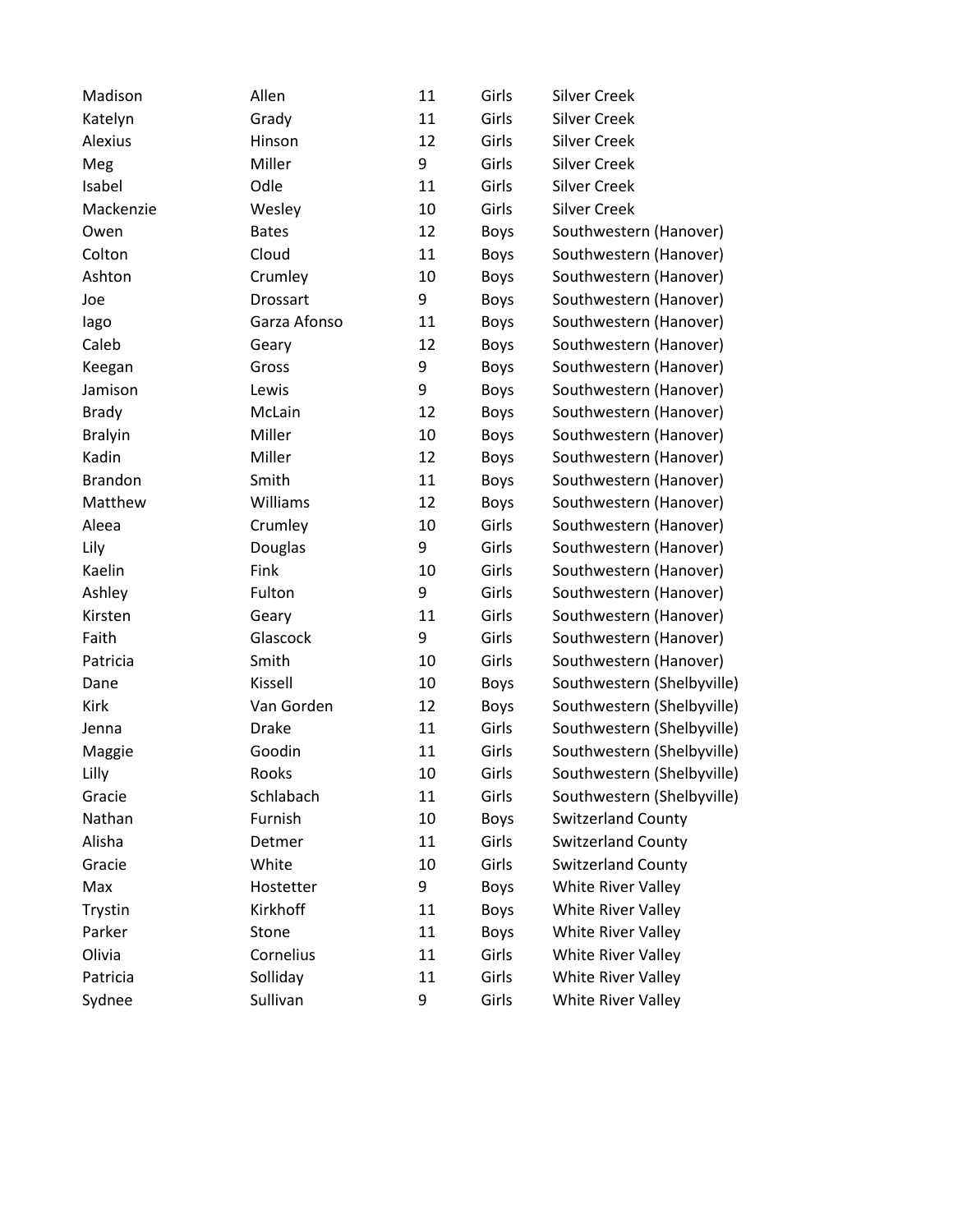| | | | | |
|---|---|---|---|---|
| Madison | Allen | 11 | Girls | Silver Creek |
| Katelyn | Grady | 11 | Girls | Silver Creek |
| Alexius | Hinson | 12 | Girls | Silver Creek |
| Meg | Miller | 9 | Girls | Silver Creek |
| Isabel | Odle | 11 | Girls | Silver Creek |
| Mackenzie | Wesley | 10 | Girls | Silver Creek |
| Owen | Bates | 12 | Boys | Southwestern (Hanover) |
| Colton | Cloud | 11 | Boys | Southwestern (Hanover) |
| Ashton | Crumley | 10 | Boys | Southwestern (Hanover) |
| Joe | Drossart | 9 | Boys | Southwestern (Hanover) |
| Iago | Garza Afonso | 11 | Boys | Southwestern (Hanover) |
| Caleb | Geary | 12 | Boys | Southwestern (Hanover) |
| Keegan | Gross | 9 | Boys | Southwestern (Hanover) |
| Jamison | Lewis | 9 | Boys | Southwestern (Hanover) |
| Brady | McLain | 12 | Boys | Southwestern (Hanover) |
| Bralyin | Miller | 10 | Boys | Southwestern (Hanover) |
| Kadin | Miller | 12 | Boys | Southwestern (Hanover) |
| Brandon | Smith | 11 | Boys | Southwestern (Hanover) |
| Matthew | Williams | 12 | Boys | Southwestern (Hanover) |
| Aleea | Crumley | 10 | Girls | Southwestern (Hanover) |
| Lily | Douglas | 9 | Girls | Southwestern (Hanover) |
| Kaelin | Fink | 10 | Girls | Southwestern (Hanover) |
| Ashley | Fulton | 9 | Girls | Southwestern (Hanover) |
| Kirsten | Geary | 11 | Girls | Southwestern (Hanover) |
| Faith | Glascock | 9 | Girls | Southwestern (Hanover) |
| Patricia | Smith | 10 | Girls | Southwestern (Hanover) |
| Dane | Kissell | 10 | Boys | Southwestern (Shelbyville) |
| Kirk | Van Gorden | 12 | Boys | Southwestern (Shelbyville) |
| Jenna | Drake | 11 | Girls | Southwestern (Shelbyville) |
| Maggie | Goodin | 11 | Girls | Southwestern (Shelbyville) |
| Lilly | Rooks | 10 | Girls | Southwestern (Shelbyville) |
| Gracie | Schlabach | 11 | Girls | Southwestern (Shelbyville) |
| Nathan | Furnish | 10 | Boys | Switzerland County |
| Alisha | Detmer | 11 | Girls | Switzerland County |
| Gracie | White | 10 | Girls | Switzerland County |
| Max | Hostetter | 9 | Boys | White River Valley |
| Trystin | Kirkhoff | 11 | Boys | White River Valley |
| Parker | Stone | 11 | Boys | White River Valley |
| Olivia | Cornelius | 11 | Girls | White River Valley |
| Patricia | Solliday | 11 | Girls | White River Valley |
| Sydnee | Sullivan | 9 | Girls | White River Valley |